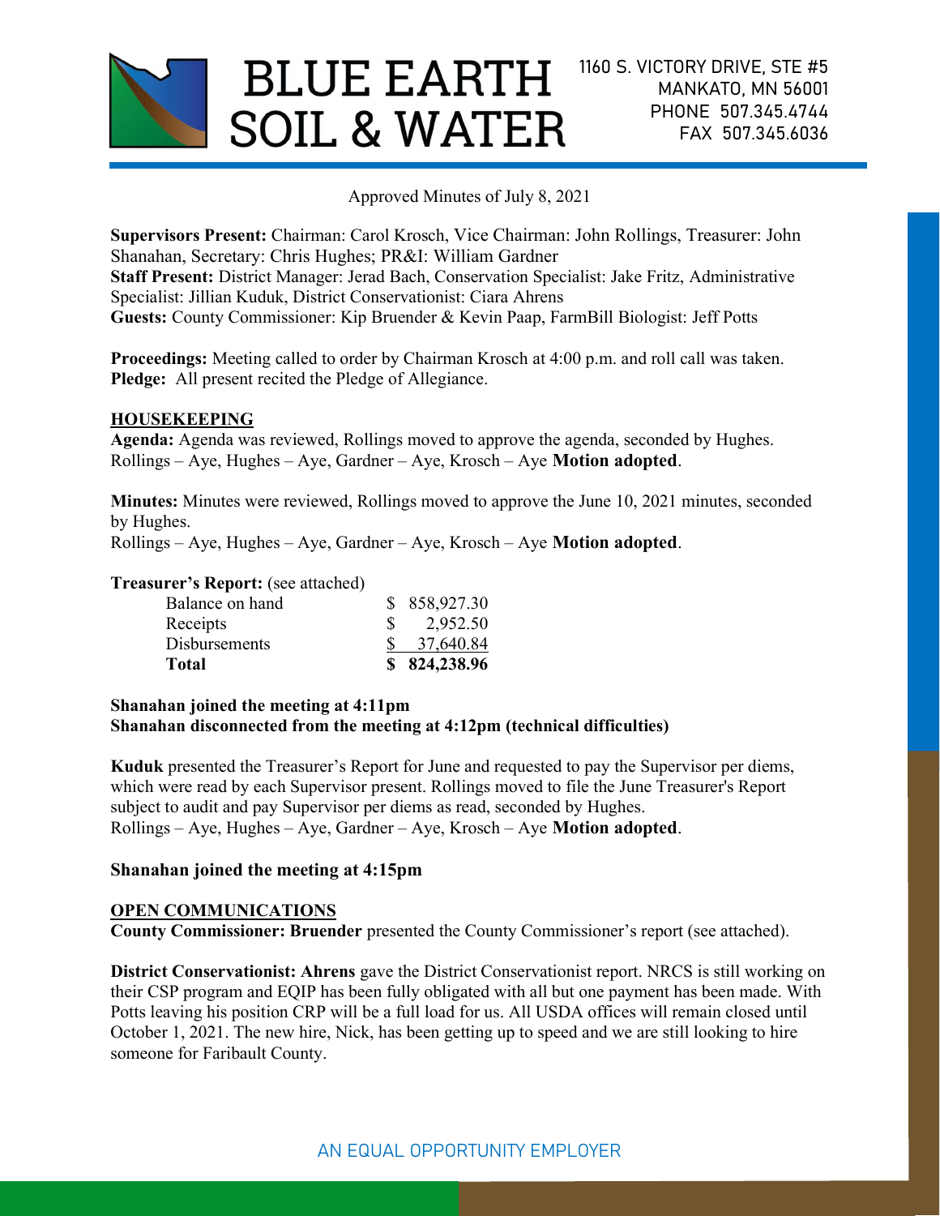# BLUE EARTH SOIL & WATER

1160 S. VICTORY DRIVE, STE #5
MANKATO, MN 56001
PHONE 507.345.4744
FAX 507.345.6036

Approved Minutes of July 8, 2021

**Supervisors Present:** Chairman: Carol Krosch, Vice Chairman: John Rollings, Treasurer: John Shanahan, Secretary: Chris Hughes; PR&I: William Gardner
**Staff Present:** District Manager: Jerad Bach, Conservation Specialist: Jake Fritz, Administrative Specialist: Jillian Kuduk, District Conservationist: Ciara Ahrens
**Guests:** County Commissioner: Kip Bruender & Kevin Paap, FarmBill Biologist: Jeff Potts

**Proceedings:** Meeting called to order by Chairman Krosch at 4:00 p.m. and roll call was taken.
**Pledge:** All present recited the Pledge of Allegiance.

## HOUSEKEEPING

**Agenda:** Agenda was reviewed, Rollings moved to approve the agenda, seconded by Hughes.
Rollings – Aye, Hughes – Aye, Gardner – Aye, Krosch – Aye **Motion adopted**.

**Minutes:** Minutes were reviewed, Rollings moved to approve the June 10, 2021 minutes, seconded by Hughes.
Rollings – Aye, Hughes – Aye, Gardner – Aye, Krosch – Aye **Motion adopted**.

**Treasurer's Report:** (see attached)

| | |
|---|---|
| Balance on hand | $ 858,927.30 |
| Receipts | $ 2,952.50 |
| Disbursements | $ 37,640.84 |
| **Total** | **$ 824,238.96** |

**Shanahan joined the meeting at 4:11pm**
**Shanahan disconnected from the meeting at 4:12pm (technical difficulties)**

**Kuduk** presented the Treasurer's Report for June and requested to pay the Supervisor per diems, which were read by each Supervisor present. Rollings moved to file the June Treasurer's Report subject to audit and pay Supervisor per diems as read, seconded by Hughes.
Rollings – Aye, Hughes – Aye, Gardner – Aye, Krosch – Aye **Motion adopted**.

**Shanahan joined the meeting at 4:15pm**

## OPEN COMMUNICATIONS

**County Commissioner: Bruender** presented the County Commissioner's report (see attached).

**District Conservationist: Ahrens** gave the District Conservationist report. NRCS is still working on their CSP program and EQIP has been fully obligated with all but one payment has been made. With Potts leaving his position CRP will be a full load for us. All USDA offices will remain closed until October 1, 2021. The new hire, Nick, has been getting up to speed and we are still looking to hire someone for Faribault County.

AN EQUAL OPPORTUNITY EMPLOYER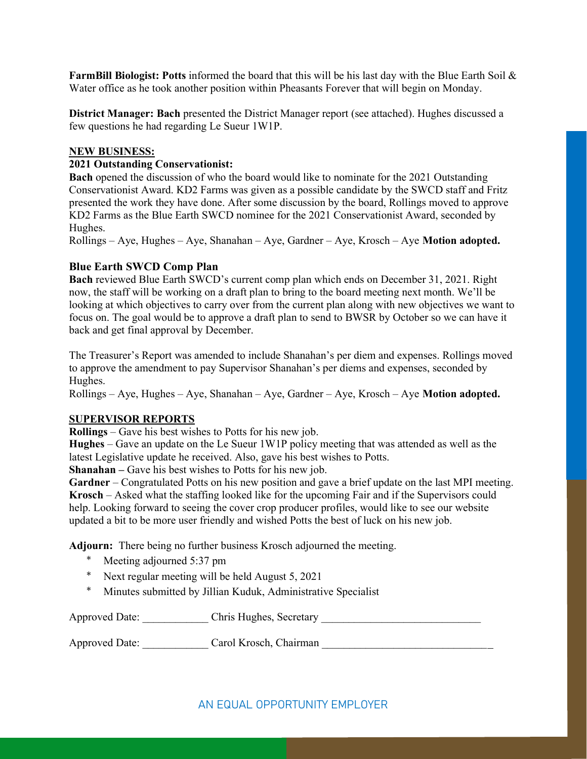**FarmBill Biologist: Potts** informed the board that this will be his last day with the Blue Earth Soil & Water office as he took another position within Pheasants Forever that will begin on Monday.

**District Manager: Bach** presented the District Manager report (see attached). Hughes discussed a few questions he had regarding Le Sueur 1W1P.

**NEW BUSINESS:**

**2021 Outstanding Conservationist:**

**Bach** opened the discussion of who the board would like to nominate for the 2021 Outstanding Conservationist Award. KD2 Farms was given as a possible candidate by the SWCD staff and Fritz presented the work they have done. After some discussion by the board, Rollings moved to approve KD2 Farms as the Blue Earth SWCD nominee for the 2021 Conservationist Award, seconded by Hughes.

Rollings – Aye, Hughes – Aye, Shanahan – Aye, Gardner – Aye, Krosch – Aye **Motion adopted.**

**Blue Earth SWCD Comp Plan**

**Bach** reviewed Blue Earth SWCD's current comp plan which ends on December 31, 2021. Right now, the staff will be working on a draft plan to bring to the board meeting next month. We'll be looking at which objectives to carry over from the current plan along with new objectives we want to focus on. The goal would be to approve a draft plan to send to BWSR by October so we can have it back and get final approval by December.

The Treasurer's Report was amended to include Shanahan's per diem and expenses. Rollings moved to approve the amendment to pay Supervisor Shanahan's per diems and expenses, seconded by Hughes.

Rollings – Aye, Hughes – Aye, Shanahan – Aye, Gardner – Aye, Krosch – Aye **Motion adopted.**

**SUPERVISOR REPORTS**

**Rollings** – Gave his best wishes to Potts for his new job.

**Hughes** – Gave an update on the Le Sueur 1W1P policy meeting that was attended as well as the latest Legislative update he received. Also, gave his best wishes to Potts.

**Shanahan –** Gave his best wishes to Potts for his new job.

**Gardner** – Congratulated Potts on his new position and gave a brief update on the last MPI meeting.

**Krosch** – Asked what the staffing looked like for the upcoming Fair and if the Supervisors could help. Looking forward to seeing the cover crop producer profiles, would like to see our website updated a bit to be more user friendly and wished Potts the best of luck on his new job.

**Adjourn:** There being no further business Krosch adjourned the meeting.

* Meeting adjourned 5:37 pm
* Next regular meeting will be held August 5, 2021
* Minutes submitted by Jillian Kuduk, Administrative Specialist

Approved Date: ____________ Chris Hughes, Secretary ____________________________

Approved Date: ____________ Carol Krosch, Chairman _______________________________

AN EQUAL OPPORTUNITY EMPLOYER